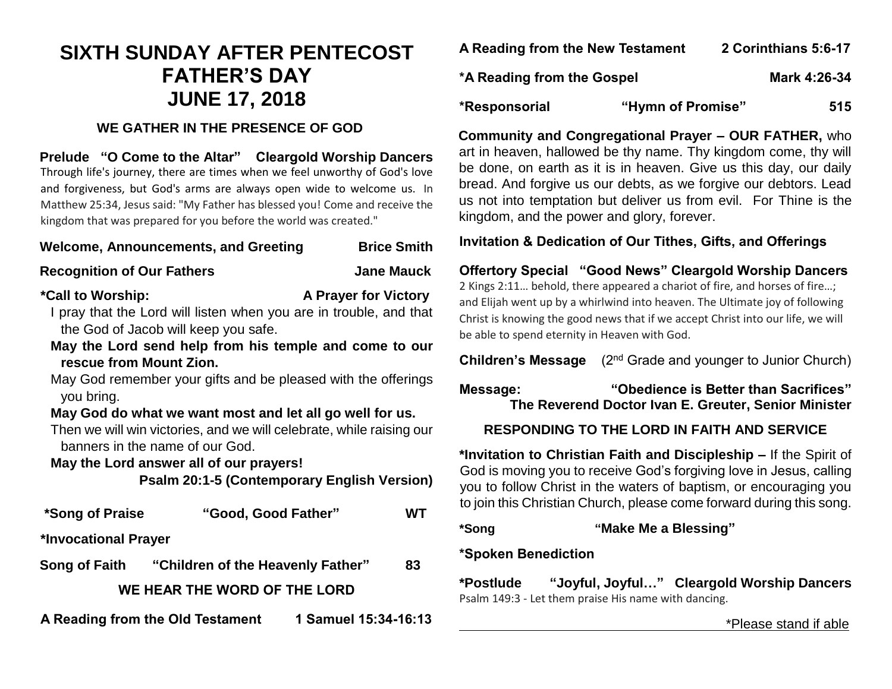# SIXTH SUNDAY AFTER PENTECOST
# FATHER'S DAY
# JUNE 17, 2018

## WE GATHER IN THE PRESENCE OF GOD

**Prelude "O Come to the Altar" Cleargold Worship Dancers**
Through life's journey, there are times when we feel unworthy of God's love and forgiveness, but God's arms are always open wide to welcome us. In Matthew 25:34, Jesus said: "My Father has blessed you! Come and receive the kingdom that was prepared for you before the world was created."

**Welcome, Announcements, and Greeting** — **Brice Smith**

**Recognition of Our Fathers** — **Jane Mauck**

**\*Call to Worship:** — **A Prayer for Victory**

I pray that the Lord will listen when you are in trouble, and that the God of Jacob will keep you safe.

**May the Lord send help from his temple and come to our rescue from Mount Zion.**

May God remember your gifts and be pleased with the offerings you bring.

**May God do what we want most and let all go well for us.**

Then we will win victories, and we will celebrate, while raising our banners in the name of our God.

**May the Lord answer all of our prayers!**

**Psalm 20:1-5 (Contemporary English Version)**

**\*Song of Praise "Good, Good Father" WT**

**\*Invocational Prayer**

**Song of Faith "Children of the Heavenly Father" 83**

## WE HEAR THE WORD OF THE LORD

**A Reading from the Old Testament** — **1 Samuel 15:34-16:13**

**A Reading from the New Testament** — **2 Corinthians 5:6-17**

**\*A Reading from the Gospel** — **Mark 4:26-34**

**\*Responsorial "Hymn of Promise" 515**

**Community and Congregational Prayer – OUR FATHER,** who art in heaven, hallowed be thy name. Thy kingdom come, thy will be done, on earth as it is in heaven. Give us this day, our daily bread. And forgive us our debts, as we forgive our debtors. Lead us not into temptation but deliver us from evil. For Thine is the kingdom, and the power and glory, forever.

**Invitation & Dedication of Our Tithes, Gifts, and Offerings**

**Offertory Special "Good News" Cleargold Worship Dancers**
2 Kings 2:11… behold, there appeared a chariot of fire, and horses of fire…; and Elijah went up by a whirlwind into heaven. The Ultimate joy of following Christ is knowing the good news that if we accept Christ into our life, we will be able to spend eternity in Heaven with God.

**Children's Message** (2nd Grade and younger to Junior Church)

**Message: "Obedience is Better than Sacrifices"**
**The Reverend Doctor Ivan E. Greuter, Senior Minister**

## RESPONDING TO THE LORD IN FAITH AND SERVICE

**\*Invitation to Christian Faith and Discipleship –** If the Spirit of God is moving you to receive God's forgiving love in Jesus, calling you to follow Christ in the waters of baptism, or encouraging you to join this Christian Church, please come forward during this song.

**\*Song "Make Me a Blessing"**

**\*Spoken Benediction**

**\*Postlude "Joyful, Joyful…" Cleargold Worship Dancers**
Psalm 149:3 - Let them praise His name with dancing.

\*Please stand if able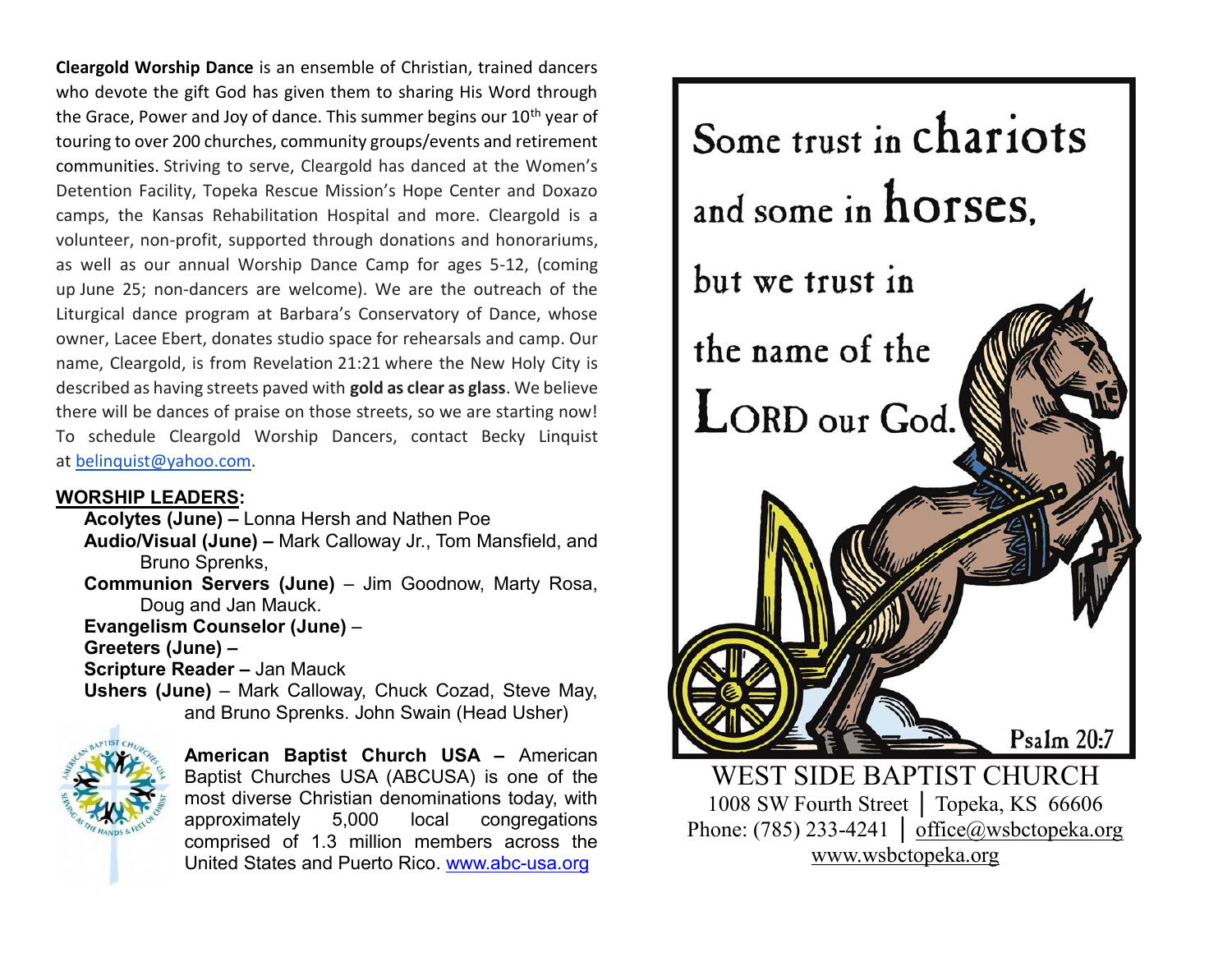**Cleargold Worship Dance** is an ensemble of Christian, trained dancers who devote the gift God has given them to sharing His Word through the Grace, Power and Joy of dance. This summer begins our 10th year of touring to over 200 churches, community groups/events and retirement communities. Striving to serve, Cleargold has danced at the Women's Detention Facility, Topeka Rescue Mission's Hope Center and Doxazo camps, the Kansas Rehabilitation Hospital and more. Cleargold is a volunteer, non-profit, supported through donations and honorariums, as well as our annual Worship Dance Camp for ages 5-12, (coming up June 25; non-dancers are welcome). We are the outreach of the Liturgical dance program at Barbara's Conservatory of Dance, whose owner, Lacee Ebert, donates studio space for rehearsals and camp. Our name, Cleargold, is from Revelation 21:21 where the New Holy City is described as having streets paved with **gold as clear as glass**. We believe there will be dances of praise on those streets, so we are starting now! To schedule Cleargold Worship Dancers, contact Becky Linquist at belinquist@yahoo.com.

## WORSHIP LEADERS:

**Acolytes (June) –** Lonna Hersh and Nathen Poe
**Audio/Visual (June) –** Mark Calloway Jr., Tom Mansfield, and Bruno Sprenks,
**Communion Servers (June)** – Jim Goodnow, Marty Rosa, Doug and Jan Mauck.
**Evangelism Counselor (June)** –
**Greeters (June) –**
**Scripture Reader –** Jan Mauck
**Ushers (June)** – Mark Calloway, Chuck Cozad, Steve May, and Bruno Sprenks. John Swain (Head Usher)

**American Baptist Church USA –** American Baptist Churches USA (ABCUSA) is one of the most diverse Christian denominations today, with approximately 5,000 local congregations comprised of 1.3 million members across the United States and Puerto Rico. www.abc-usa.org

Some trust in chariots and some in horses, but we trust in the name of the LORD our God.

Psalm 20:7

# WEST SIDE BAPTIST CHURCH

1008 SW Fourth Street │ Topeka, KS 66606
Phone: (785) 233-4241 │ office@wsbctopeka.org
www.wsbctopeka.org